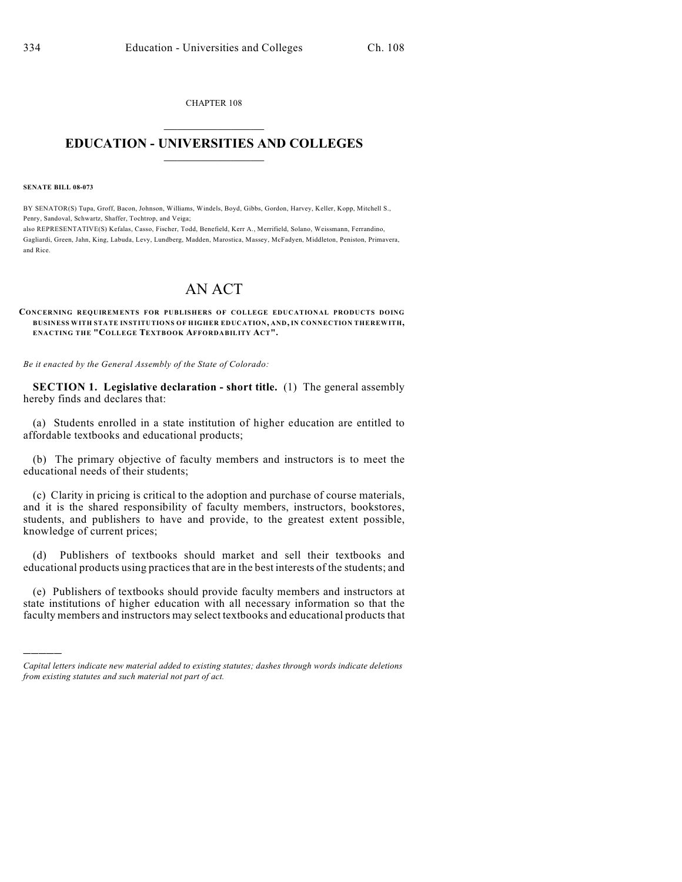CHAPTER 108

# EDUCATION - UNIVERSITIES AND COLLEGES

**SENATE BILL 08-073**

BY SENATOR(S) Tupa, Groff, Bacon, Johnson, Williams, Windels, Boyd, Gibbs, Gordon, Harvey, Keller, Kopp, Mitchell S., Penry, Sandoval, Schwartz, Shaffer, Tochtrop, and Veiga;
also REPRESENTATIVE(S) Kefalas, Casso, Fischer, Todd, Benefield, Kerr A., Merrifield, Solano, Weissmann, Ferrandino, Gagliardi, Green, Jahn, King, Labuda, Levy, Lundberg, Madden, Marostica, Massey, McFadyen, Middleton, Peniston, Primavera, and Rice.

# AN ACT

**CONCERNING REQUIREMENTS FOR PUBLISHERS OF COLLEGE EDUCATIONAL PRODUCTS DOING BUSINESS WITH STATE INSTITUTIONS OF HIGHER EDUCATION, AND, IN CONNECTION THEREWITH, ENACTING THE "COLLEGE TEXTBOOK AFFORDABILITY ACT".**

*Be it enacted by the General Assembly of the State of Colorado:*

**SECTION 1. Legislative declaration - short title.** (1) The general assembly hereby finds and declares that:

(a) Students enrolled in a state institution of higher education are entitled to affordable textbooks and educational products;

(b) The primary objective of faculty members and instructors is to meet the educational needs of their students;

(c) Clarity in pricing is critical to the adoption and purchase of course materials, and it is the shared responsibility of faculty members, instructors, bookstores, students, and publishers to have and provide, to the greatest extent possible, knowledge of current prices;

(d) Publishers of textbooks should market and sell their textbooks and educational products using practices that are in the best interests of the students; and

(e) Publishers of textbooks should provide faculty members and instructors at state institutions of higher education with all necessary information so that the faculty members and instructors may select textbooks and educational products that

---

*Capital letters indicate new material added to existing statutes; dashes through words indicate deletions from existing statutes and such material not part of act.*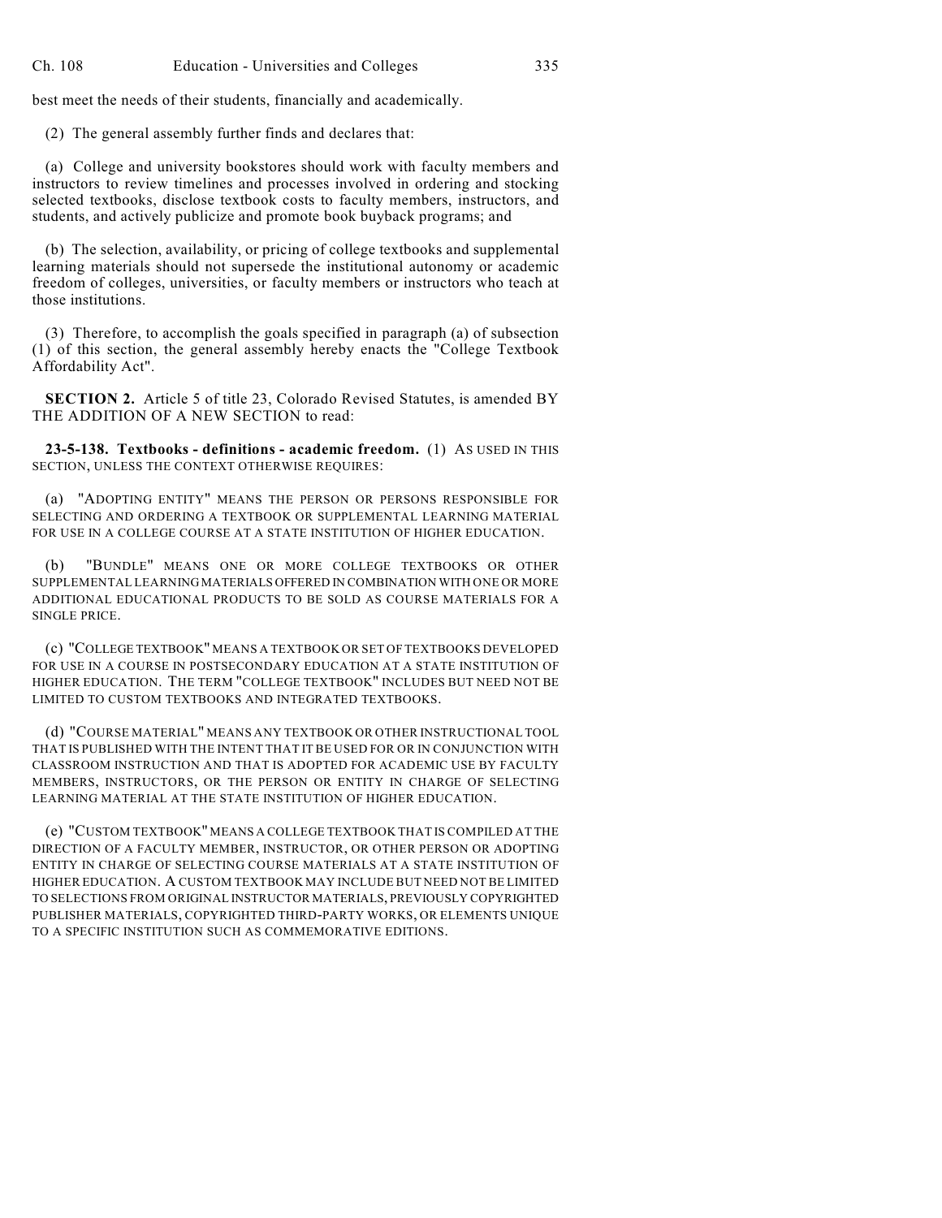best meet the needs of their students, financially and academically.

(2) The general assembly further finds and declares that:

(a) College and university bookstores should work with faculty members and instructors to review timelines and processes involved in ordering and stocking selected textbooks, disclose textbook costs to faculty members, instructors, and students, and actively publicize and promote book buyback programs; and

(b) The selection, availability, or pricing of college textbooks and supplemental learning materials should not supersede the institutional autonomy or academic freedom of colleges, universities, or faculty members or instructors who teach at those institutions.

(3) Therefore, to accomplish the goals specified in paragraph (a) of subsection (1) of this section, the general assembly hereby enacts the "College Textbook Affordability Act".

**SECTION 2.** Article 5 of title 23, Colorado Revised Statutes, is amended BY THE ADDITION OF A NEW SECTION to read:

**23-5-138. Textbooks - definitions - academic freedom.** (1) AS USED IN THIS SECTION, UNLESS THE CONTEXT OTHERWISE REQUIRES:

(a) "ADOPTING ENTITY" MEANS THE PERSON OR PERSONS RESPONSIBLE FOR SELECTING AND ORDERING A TEXTBOOK OR SUPPLEMENTAL LEARNING MATERIAL FOR USE IN A COLLEGE COURSE AT A STATE INSTITUTION OF HIGHER EDUCATION.

(b) "BUNDLE" MEANS ONE OR MORE COLLEGE TEXTBOOKS OR OTHER SUPPLEMENTAL LEARNING MATERIALS OFFERED IN COMBINATION WITH ONE OR MORE ADDITIONAL EDUCATIONAL PRODUCTS TO BE SOLD AS COURSE MATERIALS FOR A SINGLE PRICE.

(c) "COLLEGE TEXTBOOK" MEANS A TEXTBOOK OR SET OF TEXTBOOKS DEVELOPED FOR USE IN A COURSE IN POSTSECONDARY EDUCATION AT A STATE INSTITUTION OF HIGHER EDUCATION. THE TERM "COLLEGE TEXTBOOK" INCLUDES BUT NEED NOT BE LIMITED TO CUSTOM TEXTBOOKS AND INTEGRATED TEXTBOOKS.

(d) "COURSE MATERIAL" MEANS ANY TEXTBOOK OR OTHER INSTRUCTIONAL TOOL THAT IS PUBLISHED WITH THE INTENT THAT IT BE USED FOR OR IN CONJUNCTION WITH CLASSROOM INSTRUCTION AND THAT IS ADOPTED FOR ACADEMIC USE BY FACULTY MEMBERS, INSTRUCTORS, OR THE PERSON OR ENTITY IN CHARGE OF SELECTING LEARNING MATERIAL AT THE STATE INSTITUTION OF HIGHER EDUCATION.

(e) "CUSTOM TEXTBOOK" MEANS A COLLEGE TEXTBOOK THAT IS COMPILED AT THE DIRECTION OF A FACULTY MEMBER, INSTRUCTOR, OR OTHER PERSON OR ADOPTING ENTITY IN CHARGE OF SELECTING COURSE MATERIALS AT A STATE INSTITUTION OF HIGHER EDUCATION. A CUSTOM TEXTBOOK MAY INCLUDE BUT NEED NOT BE LIMITED TO SELECTIONS FROM ORIGINAL INSTRUCTOR MATERIALS, PREVIOUSLY COPYRIGHTED PUBLISHER MATERIALS, COPYRIGHTED THIRD-PARTY WORKS, OR ELEMENTS UNIQUE TO A SPECIFIC INSTITUTION SUCH AS COMMEMORATIVE EDITIONS.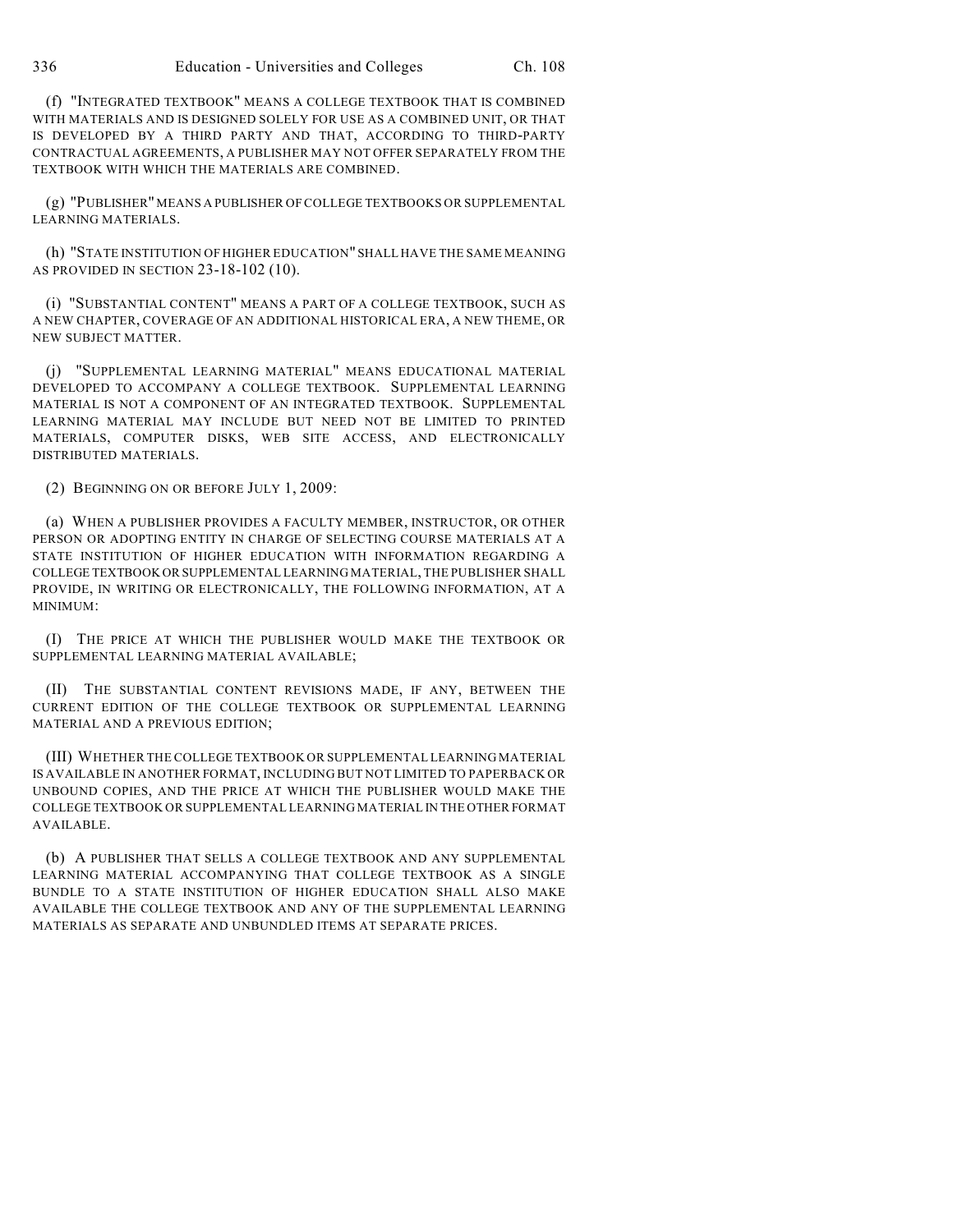(f) "INTEGRATED TEXTBOOK" MEANS A COLLEGE TEXTBOOK THAT IS COMBINED WITH MATERIALS AND IS DESIGNED SOLELY FOR USE AS A COMBINED UNIT, OR THAT IS DEVELOPED BY A THIRD PARTY AND THAT, ACCORDING TO THIRD-PARTY CONTRACTUAL AGREEMENTS, A PUBLISHER MAY NOT OFFER SEPARATELY FROM THE TEXTBOOK WITH WHICH THE MATERIALS ARE COMBINED.

(g) "PUBLISHER" MEANS A PUBLISHER OF COLLEGE TEXTBOOKS OR SUPPLEMENTAL LEARNING MATERIALS.

(h) "STATE INSTITUTION OF HIGHER EDUCATION" SHALL HAVE THE SAME MEANING AS PROVIDED IN SECTION 23-18-102 (10).

(i) "SUBSTANTIAL CONTENT" MEANS A PART OF A COLLEGE TEXTBOOK, SUCH AS A NEW CHAPTER, COVERAGE OF AN ADDITIONAL HISTORICAL ERA, A NEW THEME, OR NEW SUBJECT MATTER.

(j) "SUPPLEMENTAL LEARNING MATERIAL" MEANS EDUCATIONAL MATERIAL DEVELOPED TO ACCOMPANY A COLLEGE TEXTBOOK. SUPPLEMENTAL LEARNING MATERIAL IS NOT A COMPONENT OF AN INTEGRATED TEXTBOOK. SUPPLEMENTAL LEARNING MATERIAL MAY INCLUDE BUT NEED NOT BE LIMITED TO PRINTED MATERIALS, COMPUTER DISKS, WEB SITE ACCESS, AND ELECTRONICALLY DISTRIBUTED MATERIALS.

(2) BEGINNING ON OR BEFORE JULY 1, 2009:

(a) WHEN A PUBLISHER PROVIDES A FACULTY MEMBER, INSTRUCTOR, OR OTHER PERSON OR ADOPTING ENTITY IN CHARGE OF SELECTING COURSE MATERIALS AT A STATE INSTITUTION OF HIGHER EDUCATION WITH INFORMATION REGARDING A COLLEGE TEXTBOOK OR SUPPLEMENTAL LEARNING MATERIAL, THE PUBLISHER SHALL PROVIDE, IN WRITING OR ELECTRONICALLY, THE FOLLOWING INFORMATION, AT A MINIMUM:

(I) THE PRICE AT WHICH THE PUBLISHER WOULD MAKE THE TEXTBOOK OR SUPPLEMENTAL LEARNING MATERIAL AVAILABLE;

(II) THE SUBSTANTIAL CONTENT REVISIONS MADE, IF ANY, BETWEEN THE CURRENT EDITION OF THE COLLEGE TEXTBOOK OR SUPPLEMENTAL LEARNING MATERIAL AND A PREVIOUS EDITION;

(III) WHETHER THE COLLEGE TEXTBOOK OR SUPPLEMENTAL LEARNING MATERIAL IS AVAILABLE IN ANOTHER FORMAT, INCLUDING BUT NOT LIMITED TO PAPERBACK OR UNBOUND COPIES, AND THE PRICE AT WHICH THE PUBLISHER WOULD MAKE THE COLLEGE TEXTBOOK OR SUPPLEMENTAL LEARNING MATERIAL IN THE OTHER FORMAT AVAILABLE.

(b) A PUBLISHER THAT SELLS A COLLEGE TEXTBOOK AND ANY SUPPLEMENTAL LEARNING MATERIAL ACCOMPANYING THAT COLLEGE TEXTBOOK AS A SINGLE BUNDLE TO A STATE INSTITUTION OF HIGHER EDUCATION SHALL ALSO MAKE AVAILABLE THE COLLEGE TEXTBOOK AND ANY OF THE SUPPLEMENTAL LEARNING MATERIALS AS SEPARATE AND UNBUNDLED ITEMS AT SEPARATE PRICES.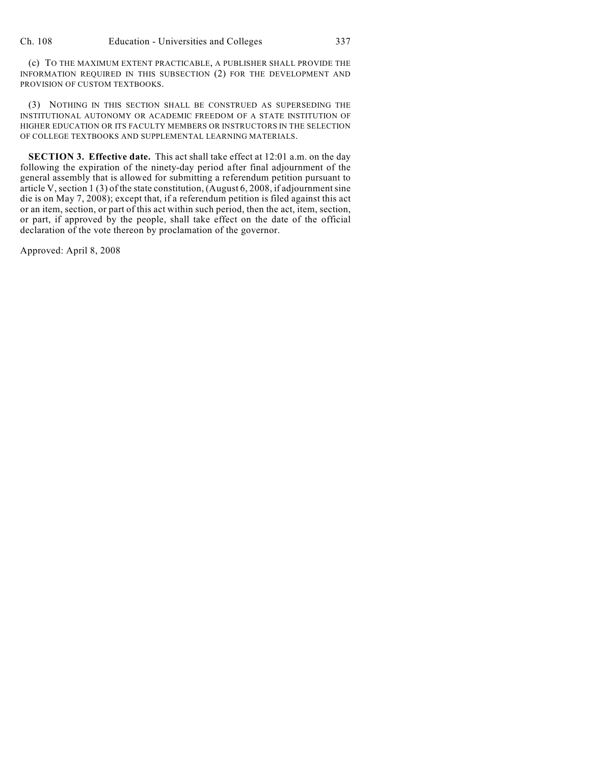(c) TO THE MAXIMUM EXTENT PRACTICABLE, A PUBLISHER SHALL PROVIDE THE INFORMATION REQUIRED IN THIS SUBSECTION (2) FOR THE DEVELOPMENT AND PROVISION OF CUSTOM TEXTBOOKS.

(3) NOTHING IN THIS SECTION SHALL BE CONSTRUED AS SUPERSEDING THE INSTITUTIONAL AUTONOMY OR ACADEMIC FREEDOM OF A STATE INSTITUTION OF HIGHER EDUCATION OR ITS FACULTY MEMBERS OR INSTRUCTORS IN THE SELECTION OF COLLEGE TEXTBOOKS AND SUPPLEMENTAL LEARNING MATERIALS.

**SECTION 3. Effective date.** This act shall take effect at 12:01 a.m. on the day following the expiration of the ninety-day period after final adjournment of the general assembly that is allowed for submitting a referendum petition pursuant to article V, section 1 (3) of the state constitution, (August 6, 2008, if adjournment sine die is on May 7, 2008); except that, if a referendum petition is filed against this act or an item, section, or part of this act within such period, then the act, item, section, or part, if approved by the people, shall take effect on the date of the official declaration of the vote thereon by proclamation of the governor.

Approved: April 8, 2008